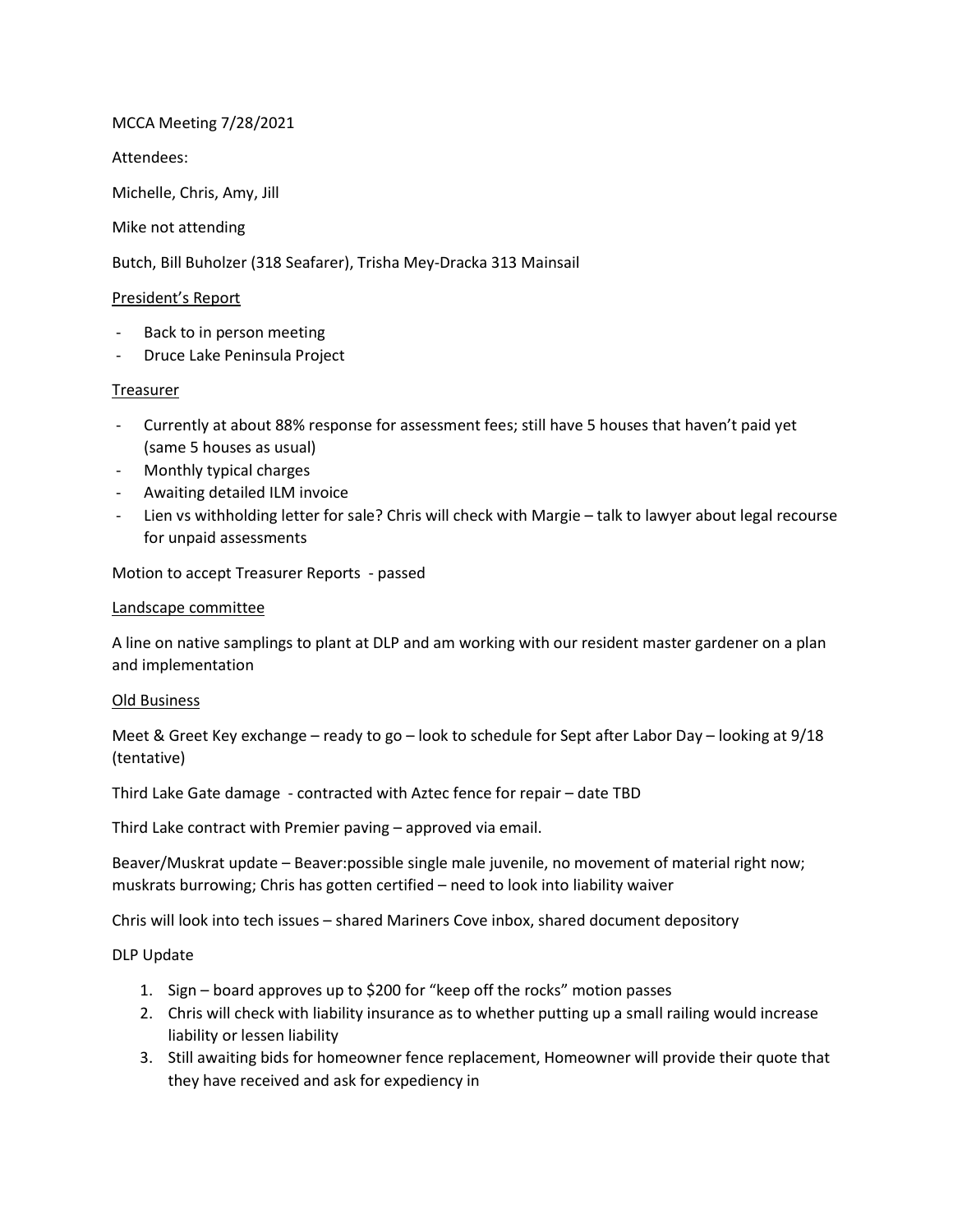MCCA Meeting 7/28/2021

Attendees:

Michelle, Chris, Amy, Jill

Mike not attending

Butch, Bill Buholzer (318 Seafarer), Trisha Mey-Dracka 313 Mainsail

<u>President's Report</u>

- Back to in person meeting
- Druce Lake Peninsula Project

<u>Treasurer</u>

- Currently at about 88% response for assessment fees; still have 5 houses that haven't paid yet (same 5 houses as usual)
- Monthly typical charges
- Awaiting detailed ILM invoice
- Lien vs withholding letter for sale? Chris will check with Margie – talk to lawyer about legal recourse for unpaid assessments

Motion to accept Treasurer Reports - passed

<u>Landscape committee</u>

A line on native samplings to plant at DLP and am working with our resident master gardener on a plan and implementation

<u>Old Business</u>

Meet & Greet Key exchange – ready to go – look to schedule for Sept after Labor Day – looking at 9/18 (tentative)

Third Lake Gate damage - contracted with Aztec fence for repair – date TBD

Third Lake contract with Premier paving – approved via email.

Beaver/Muskrat update – Beaver:possible single male juvenile, no movement of material right now; muskrats burrowing; Chris has gotten certified – need to look into liability waiver

Chris will look into tech issues – shared Mariners Cove inbox, shared document depository

DLP Update

1. Sign – board approves up to $200 for "keep off the rocks" motion passes
2. Chris will check with liability insurance as to whether putting up a small railing would increase liability or lessen liability
3. Still awaiting bids for homeowner fence replacement, Homeowner will provide their quote that they have received and ask for expediency in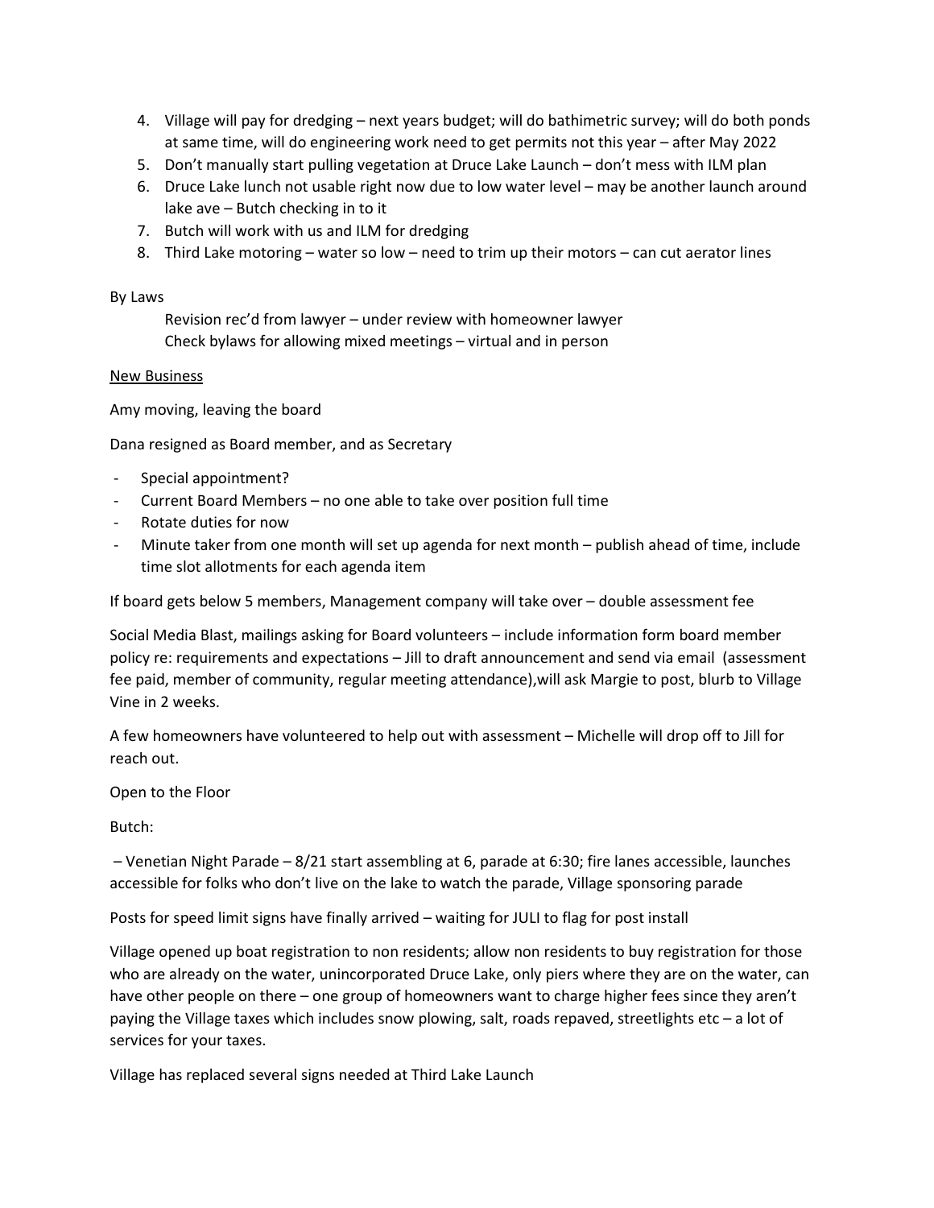4. Village will pay for dredging – next years budget; will do bathimetric survey; will do both ponds at same time, will do engineering work need to get permits not this year – after May 2022
5. Don't manually start pulling vegetation at Druce Lake Launch – don't mess with ILM plan
6. Druce Lake lunch not usable right now due to low water level – may be another launch around lake ave – Butch checking in to it
7. Butch will work with us and ILM for dredging
8. Third Lake motoring – water so low – need to trim up their motors – can cut aerator lines

By Laws

Revision rec'd from lawyer – under review with homeowner lawyer
Check bylaws for allowing mixed meetings – virtual and in person

<u>New Business</u>

Amy moving, leaving the board

Dana resigned as Board member, and as Secretary

- Special appointment?
- Current Board Members – no one able to take over position full time
- Rotate duties for now
- Minute taker from one month will set up agenda for next month – publish ahead of time, include time slot allotments for each agenda item

If board gets below 5 members, Management company will take over – double assessment fee

Social Media Blast, mailings asking for Board volunteers – include information form board member policy re: requirements and expectations – Jill to draft announcement and send via email (assessment fee paid, member of community, regular meeting attendance),will ask Margie to post, blurb to Village Vine in 2 weeks.

A few homeowners have volunteered to help out with assessment – Michelle will drop off to Jill for reach out.

Open to the Floor

Butch:

– Venetian Night Parade – 8/21 start assembling at 6, parade at 6:30; fire lanes accessible, launches accessible for folks who don't live on the lake to watch the parade, Village sponsoring parade

Posts for speed limit signs have finally arrived – waiting for JULI to flag for post install

Village opened up boat registration to non residents; allow non residents to buy registration for those who are already on the water, unincorporated Druce Lake, only piers where they are on the water, can have other people on there – one group of homeowners want to charge higher fees since they aren't paying the Village taxes which includes snow plowing, salt, roads repaved, streetlights etc – a lot of services for your taxes.

Village has replaced several signs needed at Third Lake Launch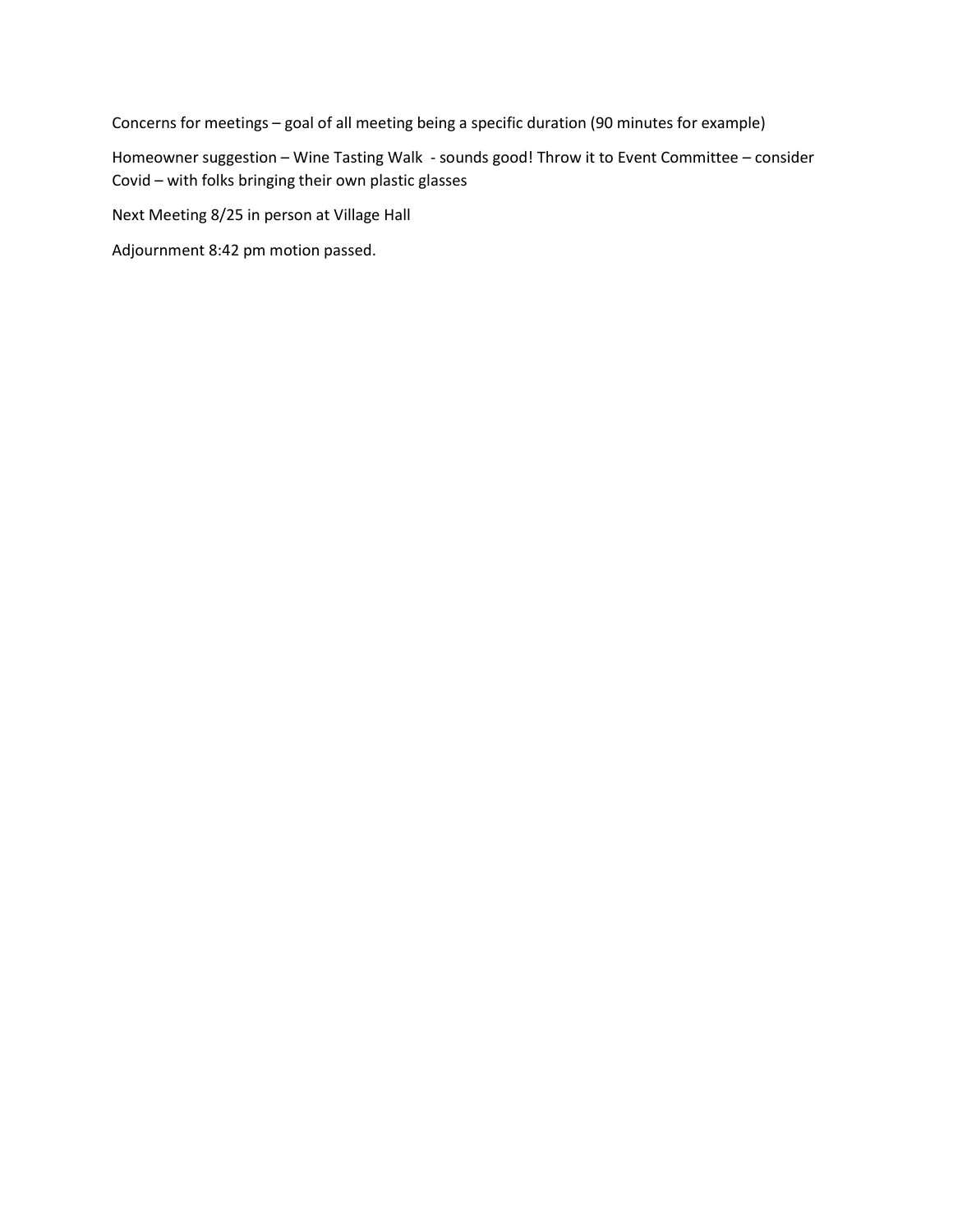Concerns for meetings – goal of all meeting being a specific duration (90 minutes for example)

Homeowner suggestion – Wine Tasting Walk - sounds good! Throw it to Event Committee – consider Covid – with folks bringing their own plastic glasses

Next Meeting 8/25 in person at Village Hall

Adjournment 8:42 pm motion passed.